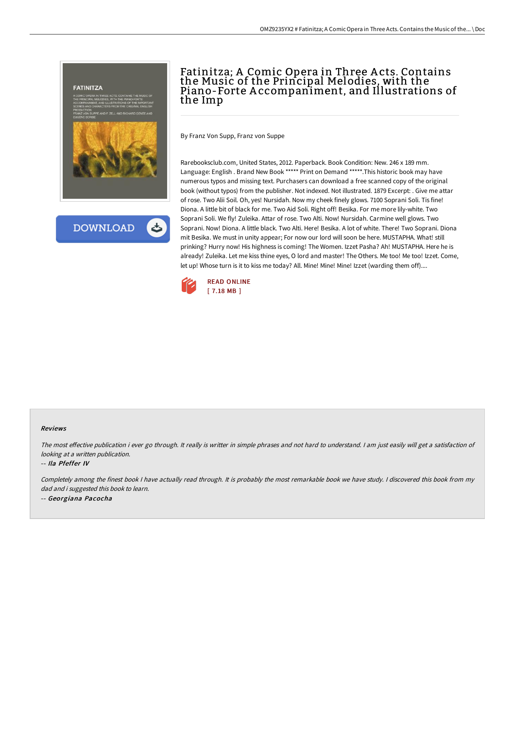# Fatinitza; A Comic Opera in Three Acts. Contains the Music of the Principal Melodies, with the Piano-Forte Accompaniment, and Illustrations of the Imp

By Franz Von Supp, Franz von Suppe

Rarebooksclub.com, United States, 2012. Paperback. Book Condition: New. 246 x 189 mm. Language: English . Brand New Book ***** Print on Demand *****.This historic book may have numerous typos and missing text. Purchasers can download a free scanned copy of the original book (without typos) from the publisher. Not indexed. Not illustrated. 1879 Excerpt: . Give me attar of rose. Two Alii Soil. Oh, yes! Nursidah. Now my cheek finely glows. 7100 Soprani Soli. Tis fine! Diona. A little bit of black for me. Two Aid Soli. Right off! Besika. For me more lily-white. Two Soprani Soli. We fly! Zuleika. Attar of rose. Two Alti. Now! Nursidah. Carmine well glows. Two Soprani. Now! Diona. A little black. Two Alti. Here! Besika. A lot of white. There! Two Soprani. Diona mit Besika. We must in unity appear; For now our lord will soon be here. MUSTAPHA. What! still prinking? Hurry now! His highness is coming! The Women. Izzet Pasha? Ah! MUSTAPHA. Here he is already! Zuleika. Let me kiss thine eyes, O lord and master! The Others. Me too! Me too! Izzet. Come, let up! Whose turn is it to kiss me today? All. Mine! Mine! Mine! Izzet (warding them off)....

READ ONLINE
[ 7.18 MB ]

## Reviews

*The most effective publication i ever go through. It really is writter in simple phrases and not hard to understand. I am just easily will get a satisfaction of looking at a written publication.*

*-- Ila Pfeffer IV*

*Completely among the finest book I have actually read through. It is probably the most remarkable book we have study. I discovered this book from my dad and i suggested this book to learn.*

*-- Georgiana Pacocha*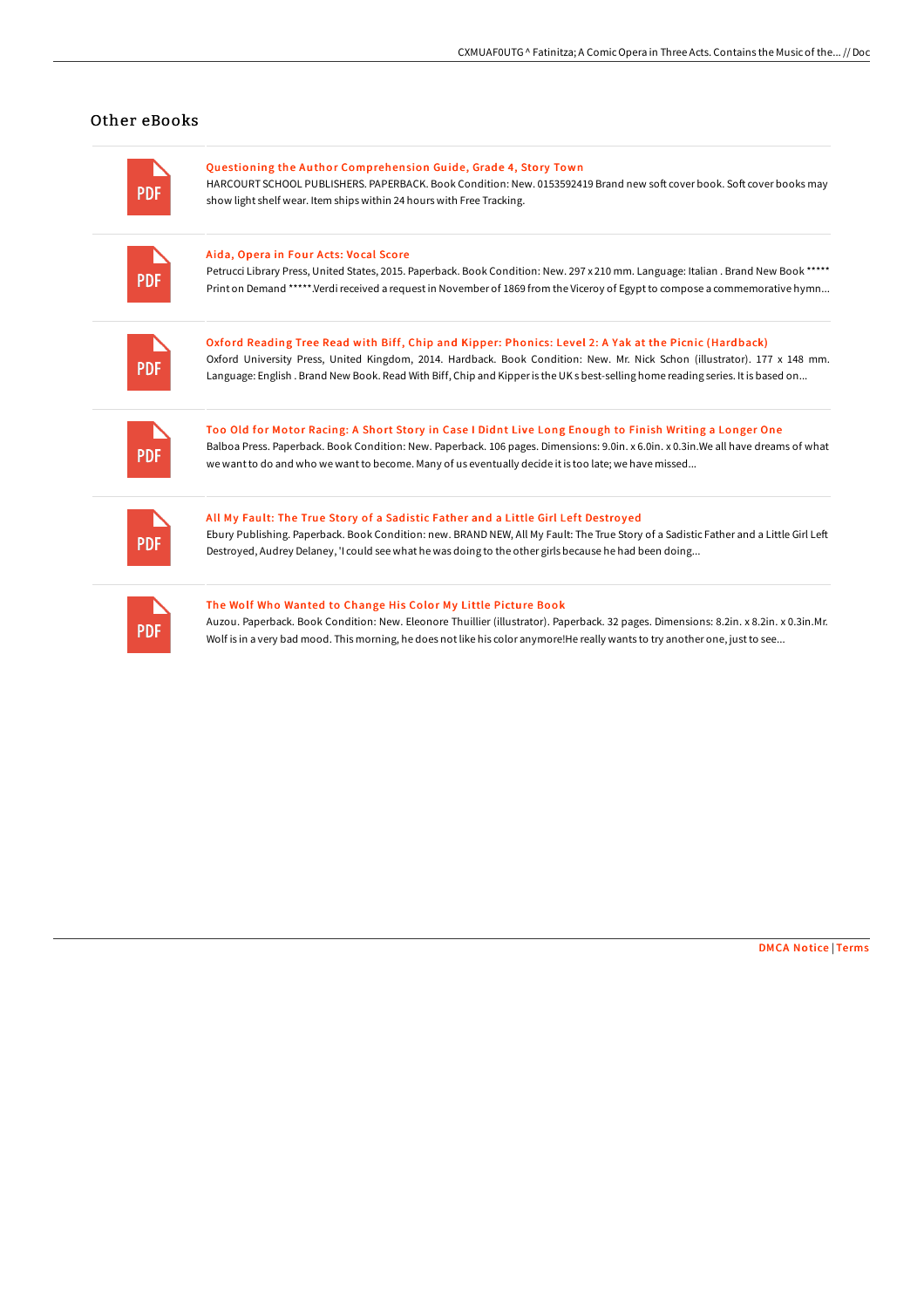## Other eBooks

PDF

### Questioning the Author Comprehension Guide, Grade 4, Story Town

HARCOURT SCHOOL PUBLISHERS. PAPERBACK. Book Condition: New. 0153592419 Brand new soft cover book. Soft cover books may show light shelf wear. Item ships within 24 hours with Free Tracking.

PDF

### Aida, Opera in Four Acts: Vocal Score

Petrucci Library Press, United States, 2015. Paperback. Book Condition: New. 297 x 210 mm. Language: Italian . Brand New Book ***** Print on Demand *****.Verdi received a request in November of 1869 from the Viceroy of Egypt to compose a commemorative hymn...

PDF

### Oxford Reading Tree Read with Biff, Chip and Kipper: Phonics: Level 2: A Yak at the Picnic (Hardback)

Oxford University Press, United Kingdom, 2014. Hardback. Book Condition: New. Mr. Nick Schon (illustrator). 177 x 148 mm. Language: English . Brand New Book. Read With Biff, Chip and Kipper is the UK s best-selling home reading series. It is based on...

PDF

### Too Old for Motor Racing: A Short Story in Case I Didnt Live Long Enough to Finish Writing a Longer One

Balboa Press. Paperback. Book Condition: New. Paperback. 106 pages. Dimensions: 9.0in. x 6.0in. x 0.3in.We all have dreams of what we want to do and who we want to become. Many of us eventually decide it is too late; we have missed...

PDF

### All My Fault: The True Story of a Sadistic Father and a Little Girl Left Destroyed

Ebury Publishing. Paperback. Book Condition: new. BRAND NEW, All My Fault: The True Story of a Sadistic Father and a Little Girl Left Destroyed, Audrey Delaney, 'I could see what he was doing to the other girls because he had been doing...

PDF

### The Wolf Who Wanted to Change His Color My Little Picture Book

Auzou. Paperback. Book Condition: New. Eleonore Thuillier (illustrator). Paperback. 32 pages. Dimensions: 8.2in. x 8.2in. x 0.3in.Mr. Wolf is in a very bad mood. This morning, he does not like his color anymore!He really wants to try another one, just to see...

DMCA Notice | Terms